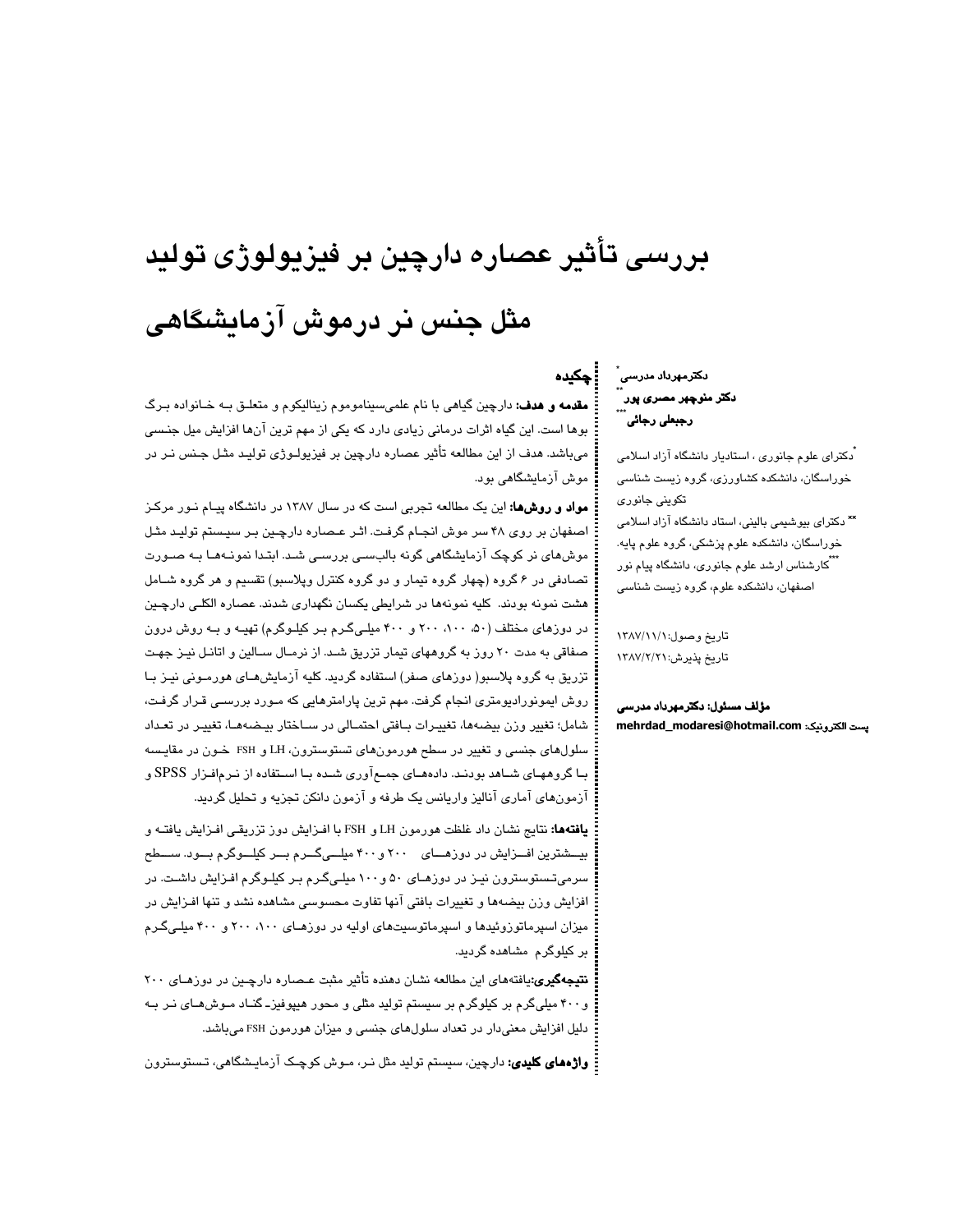# بررسی تأثیر عصاره دارچین بر فیزیولوژی تولید مثل جنس نر درموش آزمایشگاهی

**دکترمهرداد مدرسی** [*]
**دکتر منوچهر مصری پور** [**]
**رجبعلی رجائی** [***]

[*] دکترای علوم جانوری ، استادیار دانشگاه آزاد اسلامی خوراسگان، دانشکده کشاورزی، گروه زیست شناسی تکوینی جانوری

[**] دکترای بیوشیمی بالینی، استاد دانشگاه آزاد اسلامی خوراسگان، دانشکده علوم پزشکی، گروه علوم پایه.

[***] کارشناس ارشد علوم جانوری، دانشگاه پیام نور اصفهان، دانشکده علوم، گروه زیست شناسی

تاریخ وصول:۱۳۸۷/۱۱/۱
تاریخ پذیرش:۱۳۸۷/۲/۲۱

**مؤلف مسئول: دکترمهرداد مدرسی**
**پست الکترونیک: mehrdad_modaresi@hotmail.com**

## چکیده

**مقدمه و هدف:** دارچین گیاهی با نام علمی‌سینامومم زینالیکوم و متعلق بـه خـانواده بـرگ بوها است. این گیاه اثرات درمانی زیادی دارد که یکی از مهم ترین آن‌ها افزایش میل جنسی می‌باشد. هدف از این مطالعه تأثیر عصاره دارچین بر فیزیولـوژی تولیـد مثـل جـنس نـر در موش آزمایشگاهی بود.

**مواد و روش‌ها:** این یک مطالعه تجربی است که در سال ۱۳۸۷ در دانشگاه پیـام نـور مرکـز اصفهان بر روی ۴۸ سر موش انجـام گرفـت. اثـر عـصاره دارچـین بـر سیـستم تولیـد مثـل موش‌های نر کوچک آزمایشگاهی گونه بالب‌سی بررسـی شـد. ابتـدا نمونـه‌هـا بـه صـورت تصادفی در ۶ گروه (چهار گروه تیمار و دو گروه کنترل وپلاسبو) تقسیم و هر گروه شـامل هشت نمونه بودند. کلیه نمونه‌ها در شرایطی یکسان نگهداری شدند. عصاره الکلـی دارچـین در دوزهای مختلف (۵۰، ۱۰۰، ۲۰۰ و ۴۰۰ میلـی‌گـرم بـر کیلـوگرم) تهیـه و بـه روش درون صفاقی به مدت ۲۰ روز به گروههای تیمار تزریق شـد. از نرمـال سـالین و اتانـل نیـز جهـت تزریق به گروه پلاسبو( دوزهای صفر) استفاده گردید. کلیه آزمایش‌هـای هورمـونی نیـز بـا روش ایمونورادیومتری انجام گرفت. مهم ترین پارامترهایی که مـورد بررسـی قـرار گرفـت، شامل؛ تغییر وزن بیضه‌ها، تغییـرات بـافتی احتمـالی در سـاختار بیـضه‌هـا، تغییـر در تعـداد سلول‌های جنسی و تغییر در سطح هورمون‌های تستوسترون، LH و FSH خـون در مقایـسه بـا گروههـای شـاهد بودنـد. داده‌هـای جمـع‌آوری شـده بـا اسـتفاده از نـرم‌افـزار SPSS و آزمون‌های آماری آنالیز واریانس یک طرفه و آزمون دانکن تجزیه و تحلیل گردید.

**یافته‌ها:** نتایج نشان داد غلظت هورمون LH و FSH با افـزایش دوز تزریقـی افـزایش یافتـه و بیـشترین افـزایش در دوزهـای ۲۰۰ و ۴۰۰ میلـی‌گـرم بـر کیلـوگرم بـود. سـطح سرمی‌تستوسترون نیـز در دوزهـای ۵۰ و ۱۰۰ میلی‌گرم بـر کیلـوگرم افـزایش داشـت. در افزایش وزن بیضه‌ها و تغییرات بافتی آنها تفاوت محسوسی مشاهده نشد و تنها افـزایش در میزان اسپرماتوزوئیدها و اسپرماتوسیت‌های اولیه در دوزهـای ۱۰۰، ۲۰۰ و ۴۰۰ میلـی‌گـرم بر کیلوگرم مشاهده گردید.

**نتیجه‌گیری:** یافته‌های این مطالعه نشان دهنده تأثیر مثبت عـصاره دارچـین در دوزهـای ۲۰۰ و ۴۰۰ میلی‌گرم بر کیلوگرم بر سیستم تولید مثلی و محور هیپوفیز- گنـاد مـوش‌هـای نـر بـه دلیل افزایش معنی‌دار در تعداد سلول‌های جنسی و میزان هورمون FSH می‌باشد.

**واژه‌های کلیدی:** دارچین، سیستم تولید مثل نـر، مـوش کوچـک آزمایـشگاهی، تـستوسترون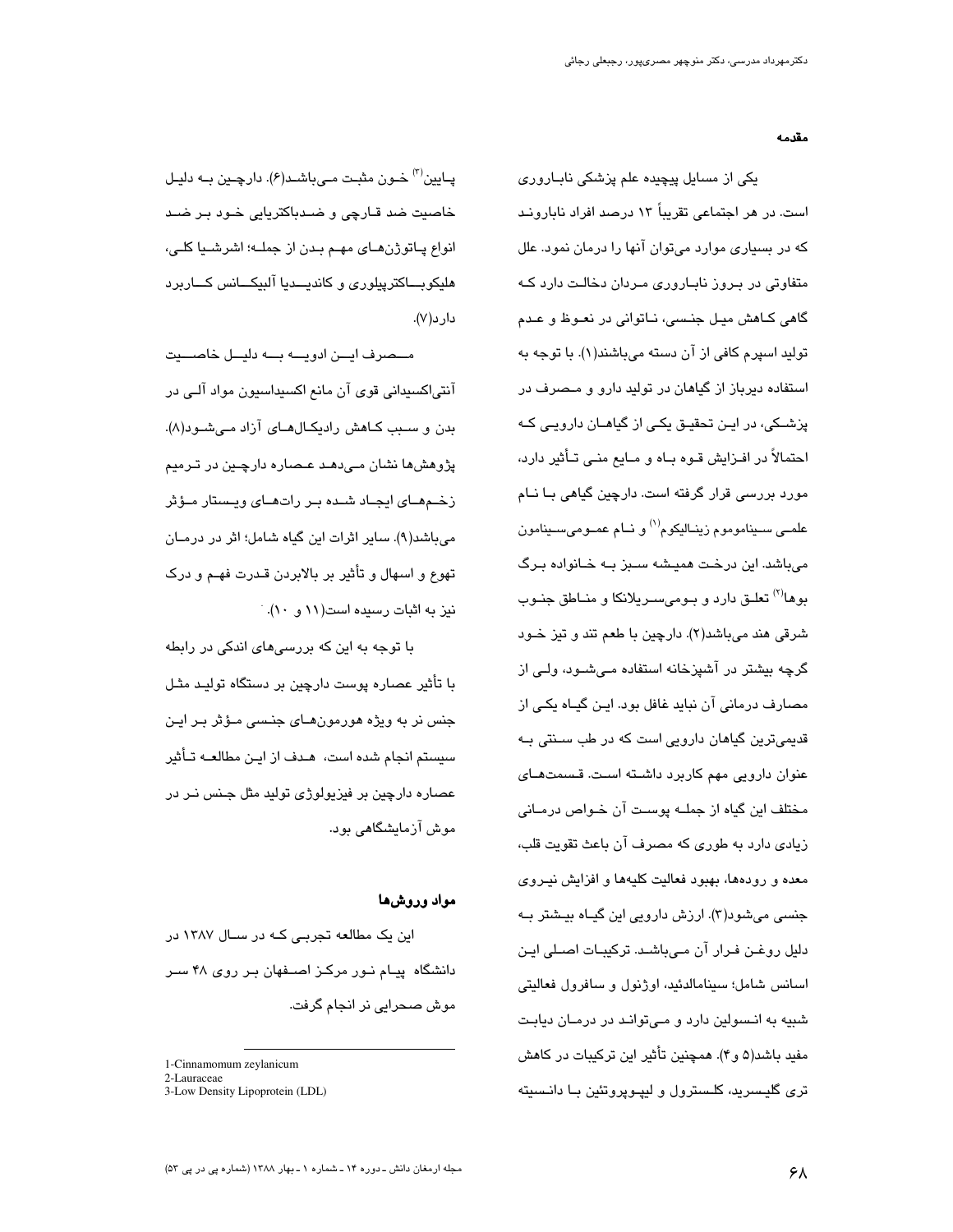## مقدمه

یکی از مسایل پیچیده علم پزشکی ناباروری است. در هر اجتماعی تقریباً ۱۳ درصد افراد نابارورند که در بسیاری موارد می‌توان آنها را درمان نمود. علل متفاوتی در بروز ناباروری مردان دخالت دارد که گاهی کاهش میل جنسی، ناتوانی در نعوظ و عدم تولید اسپرم کافی از آن دسته می‌باشند(۱). با توجه به استفاده دیرباز از گیاهان در تولید دارو و مصرف در پزشکی، در این تحقیق یکی از گیاهان دارویی که احتمالاً در افزایش قوه باه و مایع منی تأثیر دارد، مورد بررسی قرار گرفته است. دارچین گیاهی با نام علمی سینامومم زینالیکوم[1] و نام عمومی‌سینامون می‌باشد. این درخت همیشه سبز به خانواده برگ بوها[2] تعلق دارد و بومی‌سریلانکا و مناطق جنوب شرقی هند می‌باشد(۲). دارچین با طعم تند و تیز خود گرچه بیشتر در آشپزخانه استفاده می‌شود، ولی از مصارف درمانی آن نباید غافل بود. این گیاه یکی از قدیمی‌ترین گیاهان دارویی است که در طب سنتی به عنوان دارویی مهم کاربرد داشته است. قسمت‌های مختلف این گیاه از جمله پوست آن خواص درمانی زیادی دارد به طوری که مصرف آن باعث تقویت قلب، معده و روده‌ها، بهبود فعالیت کلیه‌ها و افزایش نیروی جنسی می‌شود(۳). ارزش دارویی این گیاه بیشتر به دلیل روغن فرار آن می‌باشد. ترکیبات اصلی این اسانس شامل؛ سینامالدئید، اوژنول و سافرول فعالیتی شبیه به انسولین دارد و می‌تواند در درمان دیابت مفید باشد(۵ و ۴). همچنین تأثیر این ترکیبات در کاهش تری گلیسرید، کلسترول و لیپوپروتئین با دانسیته پایین[3] خون مثبت می‌باشد(۶). دارچین به دلیل خاصیت ضد قارچی و ضدباکتریایی خود بر ضد انواع پاتوژن‌های مهم بدن از جمله؛ اشرشیا کلی، هلیکوباکترپیلوری و کاندیدا آلبیکانس کاربرد دارد(۷).

مصرف این ادویه به دلیل خاصیت آنتی‌اکسیدانی قوی آن مانع اکسیداسیون مواد آلی در بدن و سبب کاهش رادیکال‌های آزاد می‌شود(۸). پژوهش‌ها نشان می‌دهد عصاره دارچین در ترمیم زخم‌های ایجاد شده بر رات‌های ویستار مؤثر می‌باشد(۹). سایر اثرات این گیاه شامل؛ اثر در درمان تهوع و اسهال و تأثیر بر بالابردن قدرت فهم و درک نیز به اثبات رسیده است(۱۱ و ۱۰).

با توجه به این که بررسی‌های اندکی در رابطه با تأثیر عصاره پوست دارچین بر دستگاه تولید مثل جنس نر به ویژه هورمون‌های جنسی مؤثر بر این سیستم انجام شده است، هدف از این مطالعه تأثیر عصاره دارچین بر فیزیولوژی تولید مثل جنس نر در موش آزمایشگاهی بود.

## مواد وروش‌ها

این یک مطالعه تجربی که در سال ۱۳۸۷ در دانشگاه پیام نور مرکز اصفهان بر روی ۴۸ سر موش صحرایی نر انجام گرفت.

---

1-Cinnamomum zeylanicum
2-Lauraceae
3-Low Density Lipoprotein (LDL)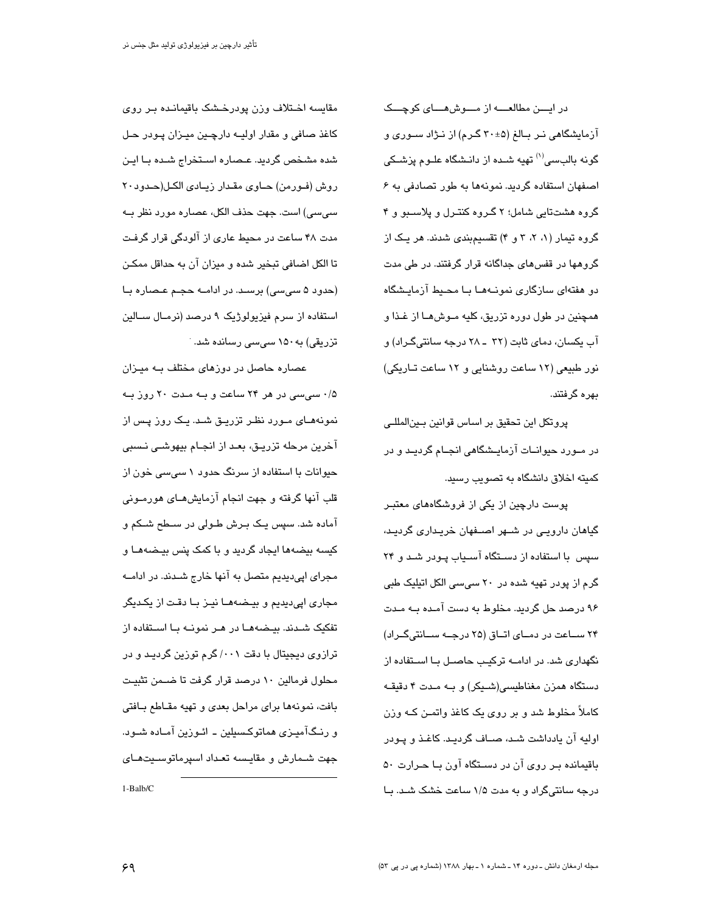در ایـــن مطالعـــه از مـــوش‌هـــای کوچـــک آزمایشگاهی نـر بـالغ (۵±۳۰ گـرم) از نـژاد سـوری و گونه بالب‌سی[1] تهیه شـده از دانـشگاه علـوم پزشـکی اصفهان استفاده گردید. نمونه‌ها به طور تصادفی به ۶ گروه هشت‌تایی شامل؛ ۲ گـروه کنتـرل و پلاسـبو و ۴ گروه تیمار (۱، ۲، ۳ و ۴) تقسیم‌بندی شدند. هر یـک از گروهها در قفس‌های جداگانه قرار گرفتند. در طی مدت دو هفته‌ای سازگاری نمونـه‌هـا بـا محـیط آزمایـشگاه همچنین در طول دوره تزریق، کلیه مـوش‌هـا از غـذا و آب یکسان، دمای ثابت (۳۲ ـ ۲۸ درجه سانتی‌گـراد) و نور طبیعی (۱۲ ساعت روشنایی و ۱۲ ساعت تـاریکی) بهره گرفتند.

پروتکل این تحقیق بر اساس قوانین بـین‌المللـی در مـورد حیوانـات آزمایـشگاهی انجـام گردیـد و در کمیته اخلاق دانشگاه به تصویب رسید.

پوست دارچین از یکی از فروشگاههای معتبـر گیاهان دارویـی در شـهر اصـفهان خریـداری گردیـد، سپس با استفاده از دسـتگاه آسـیاب پـودر شـد و ۲۴ گرم از پودر تهیه شده در ۲۰ سی‌سی الکل اتیلیک طبی ۹۶ درصد حل گردید. مخلوط به دست آمـده بـه مـدت ۲۴ سـاعت در دمـای اتـاق (۲۵ درجـه سـانتی‌گـراد) نگهداری شد. در ادامـه ترکیـب حاصـل بـا اسـتفاده از دستگاه همزن مغناطیسی(شـیکر) و بـه مـدت ۴ دقیقـه کاملاً مخلوط شد و بر روی یک کاغذ واتمـن کـه وزن اولیه آن یادداشت شـد، صـاف گردیـد. کاغـذ و پـودر باقیمانده بـر روی آن در دسـتگاه آون بـا حـرارت ۵۰ درجه سانتی‌گراد و به مدت ۱/۵ ساعت خشک شـد. بـا مقایسه اخـتلاف وزن پودرخـشک باقیمانـده بـر روی کاغذ صافی و مقدار اولیـه دارچـین میـزان پـودر حـل شده مشخص گردید. عـصاره اسـتخراج شـده بـا ایـن روش (فـورمن) حـاوی مقـدار زیـادی الکـل(حـدود ۲۰ سی‌سی) است. جهت حذف الکل، عصاره مورد نظر بـه مدت ۴۸ ساعت در محیط عاری از آلودگی قرار گرفـت تا الکل اضافی تبخیر شده و میزان آن به حداقل ممکـن (حدود ۵ سی‌سی) برسـد. در ادامـه حجـم عـصاره بـا استفاده از سرم فیزیولوژیک ۹ درصد (نرمـال سـالین تزریقی) به ۱۵۰ سی‌سی رسانده شد.

عصاره حاصل در دوزهای مختلف بـه میـزان ۰/۵ سی‌سی در هر ۲۴ ساعت و بـه مـدت ۲۰ روز بـه نمونه‌هـای مـورد نظـر تزریـق شـد. یـک روز پـس از آخرین مرحله تزریـق، بعـد از انجـام بیهوشـی نـسبی حیوانات با استفاده از سرنگ حدود ۱ سی‌سی خون از قلب آنها گرفته و جهت انجام آزمایش‌هـای هورمـونی آماده شد. سپس یـک بـرش طـولی در سـطح شـکم و کیسه بیضه‌ها ایجاد گردید و با کمک پنس بیـضه‌هـا و مجرای اپی‌دیدیم متصل به آنها خارج شـدند. در ادامـه مجاری اپی‌دیدیم و بیـضه‌هـا نیـز بـا دقـت از یکـدیگر تفکیک شـدند. بیـضه‌هـا در هـر نمونـه بـا اسـتفاده از ترازوی دیجیتال با دقت ۰۰۱/ گرم توزین گردیـد و در محلول فرمالین ۱۰ درصد قرار گرفت تا ضـمن تثبیـت بافت، نمونه‌ها برای مراحل بعدی و تهیه مقـاطع بـافتی و رنـگ‌آمیـزی هماتوکـسیلین ـ ائـوزین آمـاده شـود. جهت شـمارش و مقایـسه تعـداد اسپرماتوسـیت‌هـای

1-Balb/C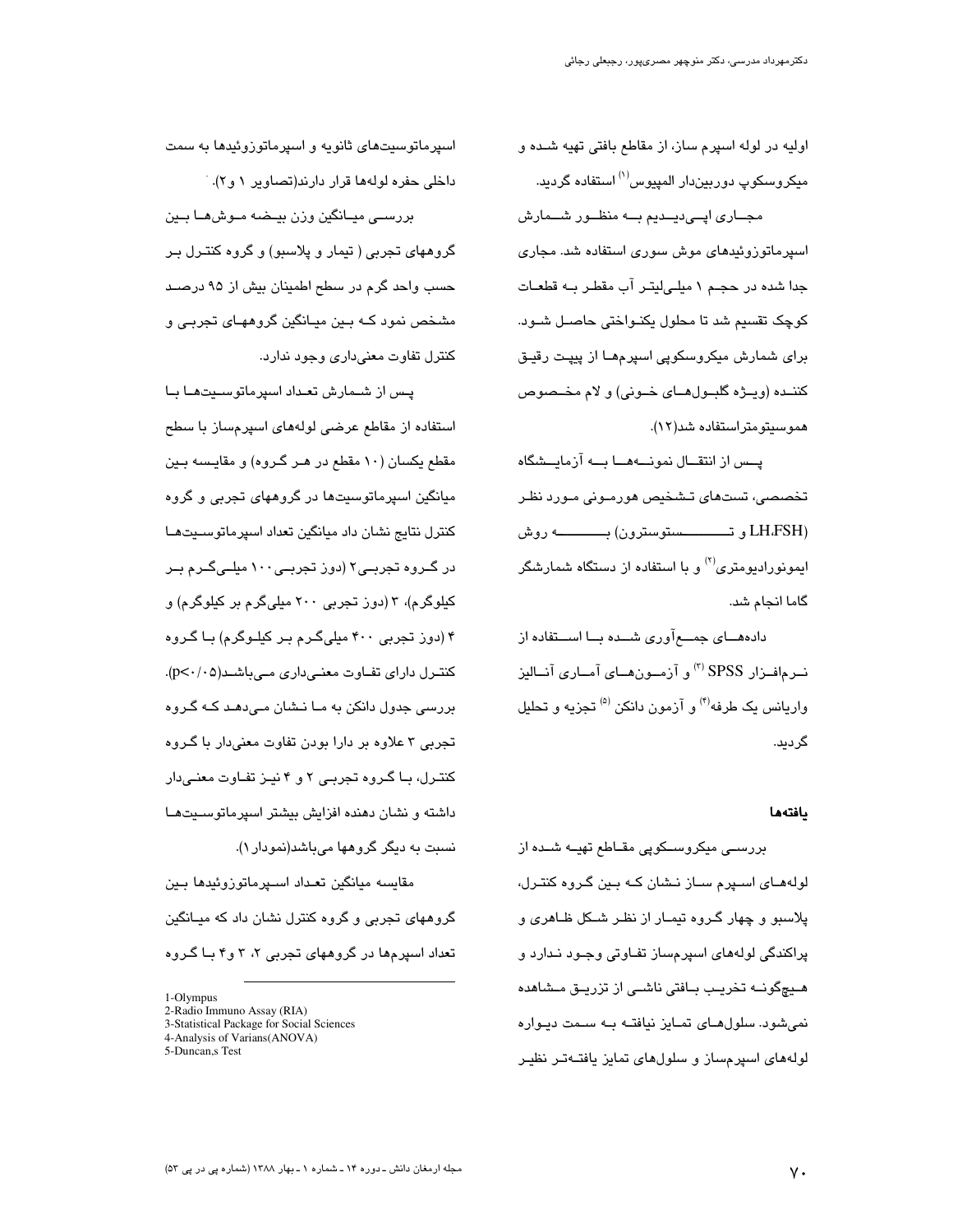اولیه در لوله اسپرم ساز، از مقاطع بافتی تهیه شده و میکروسکوپ دوربین‌دار المپیوس[1] استفاده گردید.

مجاری اپی‌دیدیم به منظور شمارش اسپرماتوزوئیدهای موش سوری استفاده شد. مجاری جدا شده در حجم ۱ میلی‌لیتر آب مقطر به قطعات کوچک تقسیم شد تا محلول یکنواختی حاصل شود. برای شمارش میکروسکوپی اسپرم‌ها از پیپت رقیق کننده (ویژه گلبول‌های خونی) و لام مخصوص هموسیتومتراستفاده شد(۱۲).

پس از انتقال نمونه‌ها به آزمایشگاه تخصصی، تست‌های تشخیص هورمونی مورد نظر (LH،FSH و تستوسترون) به روش ایمونورادیومتری[2] و با استفاده از دستگاه شمارشگر گاما انجام شد.

داده‌های جمع‌آوری شده با استفاده از نرم‌افزار SPSS [3] و آزمون‌های آماری آنالیز واریانس یک طرفه[4] و آزمون دانکن [5] تجزیه و تحلیل گردید.

## یافته‌ها

بررسی میکروسکوپی مقاطع تهیه شده از لوله‌های اسپرم ساز نشان که بین گروه کنترل، پلاسبو و چهار گروه تیمار از نظر شکل ظاهری و پراکندگی لوله‌های اسپرم‌ساز تفاوتی وجود ندارد و هیچ‌گونه تخریب بافتی ناشی از تزریق مشاهده نمی‌شود. سلول‌های تمایز نیافته به سمت دیواره لوله‌های اسپرم‌ساز و سلول‌های تمایز یافته‌تر نظیر اسپرماتوسیت‌های ثانویه و اسپرماتوزوئیدها به سمت داخلی حفره لوله‌ها قرار دارند(تصاویر ۱ و۲).

بررسی میانگین وزن بیضه موش‌ها بین گروههای تجربی ( تیمار و پلاسبو) و گروه کنترل بر حسب واحد گرم در سطح اطمینان بیش از ۹۵ درصد مشخص نمود که بین میانگین گروههای تجربی و کنترل تفاوت معنی‌داری وجود ندارد.

پس از شمارش تعداد اسپرماتوسیت‌ها با استفاده از مقاطع عرضی لوله‌های اسپرم‌ساز با سطح مقطع یکسان (۱۰ مقطع در هر گروه) و مقایسه بین میانگین اسپرماتوسیت‌ها در گروههای تجربی و گروه کنترل نتایج نشان داد میانگین تعداد اسپرماتوسیت‌ها در گروه تجربی۲ (دوز تجربی ۱۰۰ میلی‌گرم بر کیلوگرم)، ۳ (دوز تجربی ۲۰۰ میلی‌گرم بر کیلوگرم) و ۴ (دوز تجربی ۴۰۰ میلی‌گرم بر کیلوگرم) با گروه کنترل دارای تفاوت معنی‌داری می‌باشد($p<0/05$). بررسی جدول دانکن به ما نشان می‌دهد که گروه تجربی ۳ علاوه بر دارا بودن تفاوت معنی‌دار با گروه کنترل، با گروه تجربی ۲ و ۴ نیز تفاوت معنی‌دار داشته و نشان دهنده افزایش بیشتر اسپرماتوسیت‌ها نسبت به دیگر گروهها می‌باشد(نمودار ۱).

مقایسه میانگین تعداد اسپرماتوزوئیدها بین گروههای تجربی و گروه کنترل نشان داد که میانگین تعداد اسپرم‌ها در گروههای تجربی ۲، ۳ و۴ با گروه

---

1-Olympus
2-Radio Immuno Assay (RIA)
3-Statistical Package for Social Sciences
4-Analysis of Varians(ANOVA)
5-Duncan,s Test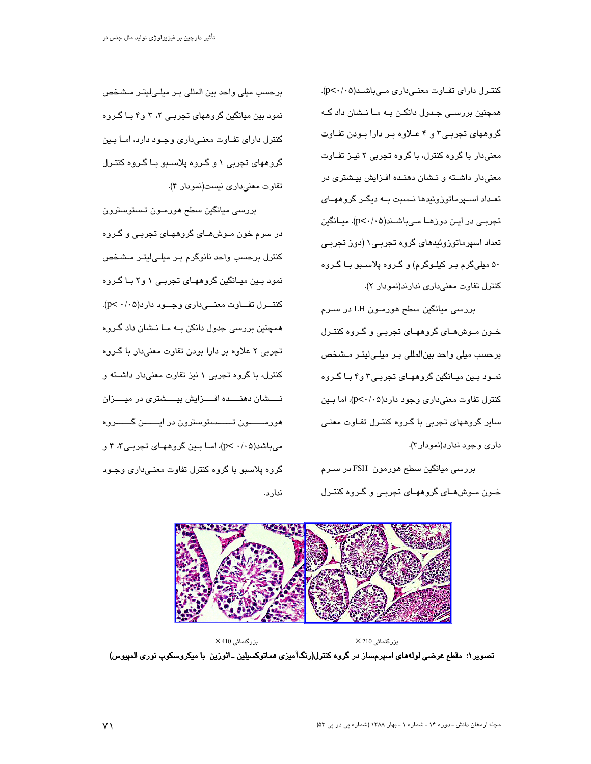کنترل دارای تفاوت معنی‌داری می‌باشد(p<۰/۰۵). همچنین بررسی جدول دانکن به ما نشان داد که گروههای تجربی۳ و ۴ علاوه بر دارا بودن تفاوت معنی‌دار با گروه کنترل، با گروه تجربی ۲ نیز تفاوت معنی‌دار داشته و نشان دهنده افزایش بیشتری در تعداد اسپرماتوزوئیدها نسبت به دیگر گروههای تجربی در این دوزها می‌باشند(p<۰/۰۵). میانگین تعداد اسپرماتوزوئیدهای گروه تجربی۱ (دوز تجربی ۵۰ میلی‌گرم بر کیلوگرم) و گروه پلاسبو با گروه کنترل تفاوت معنی‌داری ندارند(نمودار ۲).

بررسی میانگین سطح هورمون LH در سرم خون موش‌های گروههای تجربی و گروه کنترل برحسب میلی واحد بین‌المللی بر میلی‌لیتر مشخص نمود بین میانگین گروههای تجربی۳ و۴ با گروه کنترل تفاوت معنی‌داری وجود دارد(p<۰/۰۵)، اما بین سایر گروههای تجربی با گروه کنترل تفاوت معنی داری وجود ندارد(نمودار۳).

بررسی میانگین سطح هورمون FSH در سرم خون موش‌های گروههای تجربی و گروه کنترل برحسب میلی واحد بین المللی بر میلی‌لیتر مشخص نمود بین میانگین گروههای تجربی ۲، ۳ و۴ با گروه کنترل دارای تفاوت معنی‌داری وجود دارد، اما بین گروههای تجربی ۱ و گروه پلاسبو با گروه کنترل تفاوت معنی‌داری نیست(نمودار ۴).

بررسی میانگین سطح هورمون تستوسترون در سرم خون موش‌های گروههای تجربی و گروه کنترل برحسب واحد نانوگرم بر میلی‌لیتر مشخص نمود بین میانگین گروههای تجربی ۱ و۲ با گروه کنترل تفاوت معنی‌داری وجود دارد(p< ۰/۰۵). همچنین بررسی جدول دانکن به ما نشان داد گروه تجربی ۲ علاوه بر دارا بودن تفاوت معنی‌دار با گروه کنترل، با گروه تجربی ۱ نیز تفاوت معنی‌دار داشته و نشان دهنده افزایش بیشتری در میزان هورمون تستوسترون در این گروه می‌باشد(p< ۰/۰۵)، اما بین گروههای تجربی۳، ۴ و گروه پلاسبو با گروه کنترل تفاوت معنی‌داری وجود ندارد.

بزرگنمائی 210 × &nbsp;&nbsp;&nbsp;&nbsp;&nbsp; بزرگنمائی 410 ×

**تصویر۱: مقطع عرضی لوله‌های اسپرم‌ساز در گروه کنترل(رنگ‌آمیزی هماتوکسیلین ـ ائوزین با میکروسکوپ نوری المپیوس)**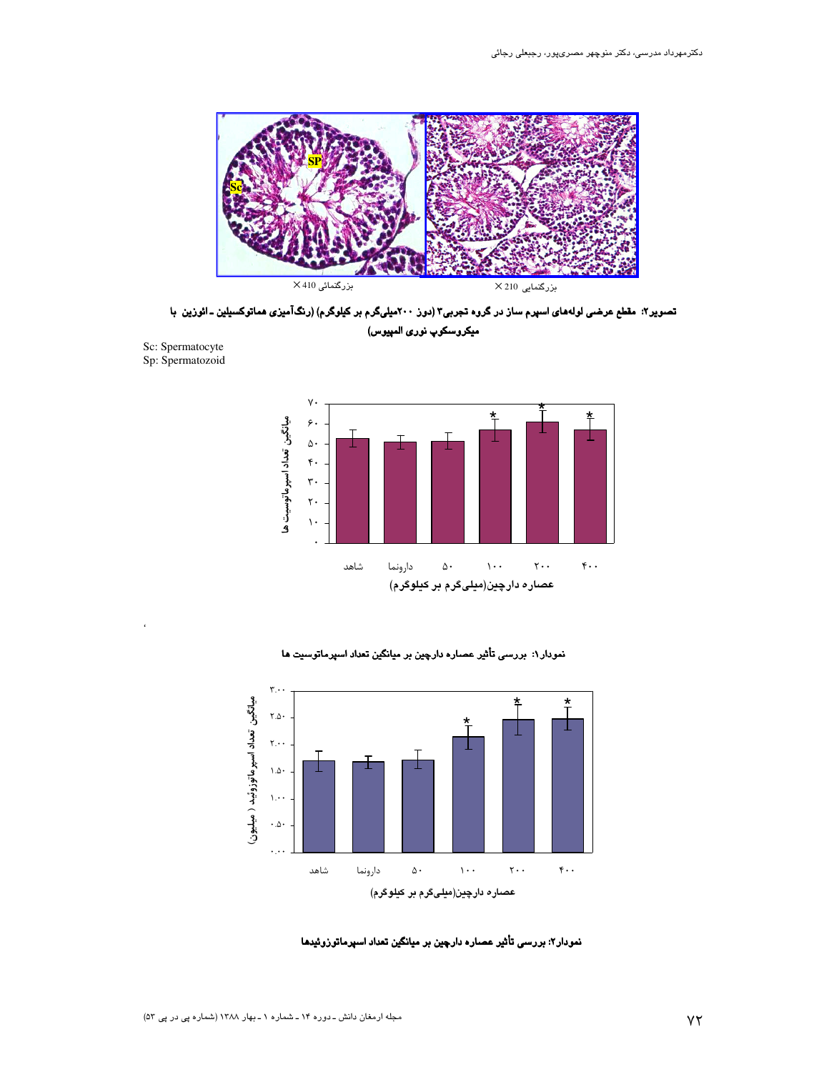بزرگنمائی 410 ×

بزرگنمایی 210 ×

**تصویر۲: مقطع عرضی لوله‌های اسپرم ساز در گروه تجربی۳ (دوز ۲۰۰میلی‌گرم بر کیلوگرم) (رنگ‌آمیزی هماتوکسیلین ـ ائوزین با میکروسکوپ نوری المپیوس)**

Sc: Spermatocyte
Sp: Spermatozoid

**نمودار۱: بررسی تأثیر عصاره دارچین بر میانگین تعداد اسپرماتوسیت ها**

**نمودار۲: بررسی تأثیر عصاره دارچین بر میانگین تعداد اسپرماتوزوئیدها**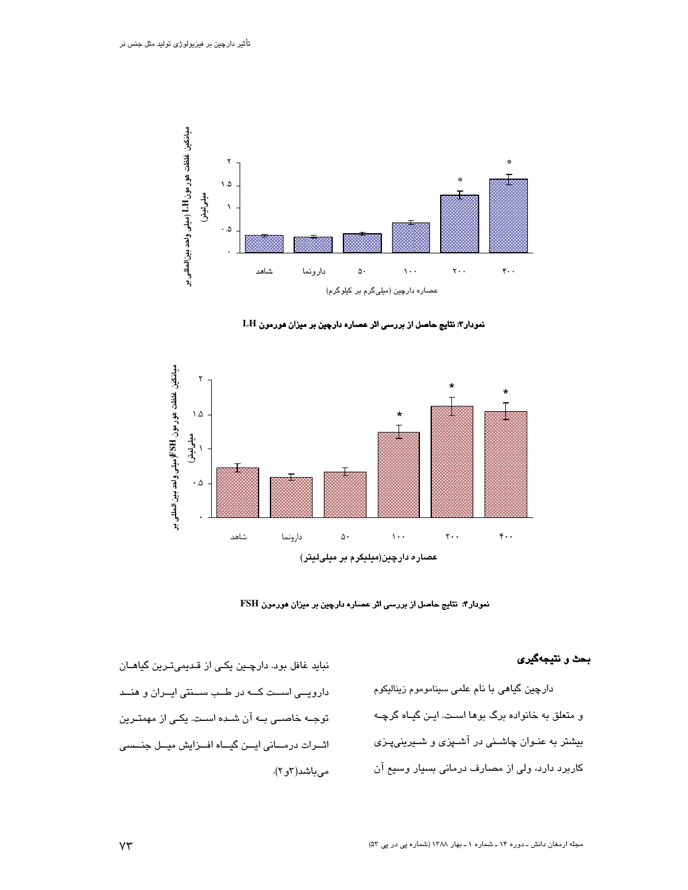میانگین غلظت هورمون LH (میلی واحد بین‌المللی بر میلی‌لیتر)

عصاره دارچین (میلی‌گرم بر کیلوگرم)

شاهد، دارونما، ۵۰، ۱۰۰، ۲۰۰، ۴۰۰

**نمودار۳: نتایج حاصل از بررسی اثر عصاره دارچین بر میزان هورمون LH**

میانگین غلظت هورمون FSH (میلی واحد بین‌المللی بر میلی‌لیتر)

**عصاره دارچین(میلیگرم بر میلی‌لیتر)**

شاهد، دارونما، ۵۰، ۱۰۰، ۲۰۰، ۴۰۰

**نمودار۴: نتایج حاصل از بررسی اثر عصاره دارچین بر میزان هورمون FSH**

### بحث و نتیجه‌گیری

دارچین گیاهی با نام علمی سینامومومم زینالیکوم و متعلق به خانواده برگ بوها است. این گیاه گرچه بیشتر به عنوان چاشنی در آشپزی و شیرینی‌پزی کاربرد دارد، ولی از مصارف درمانی بسیار وسیع آن نباید غافل بود. دارچین یکی از قدیمی‌ترین گیاهان دارویی است که در طب سنتی ایران و هند توجه خاصی به آن شده است. یکی از مهمترین اثرات درمانی این گیاه افزایش میل جنسی می‌باشد(۳و۲).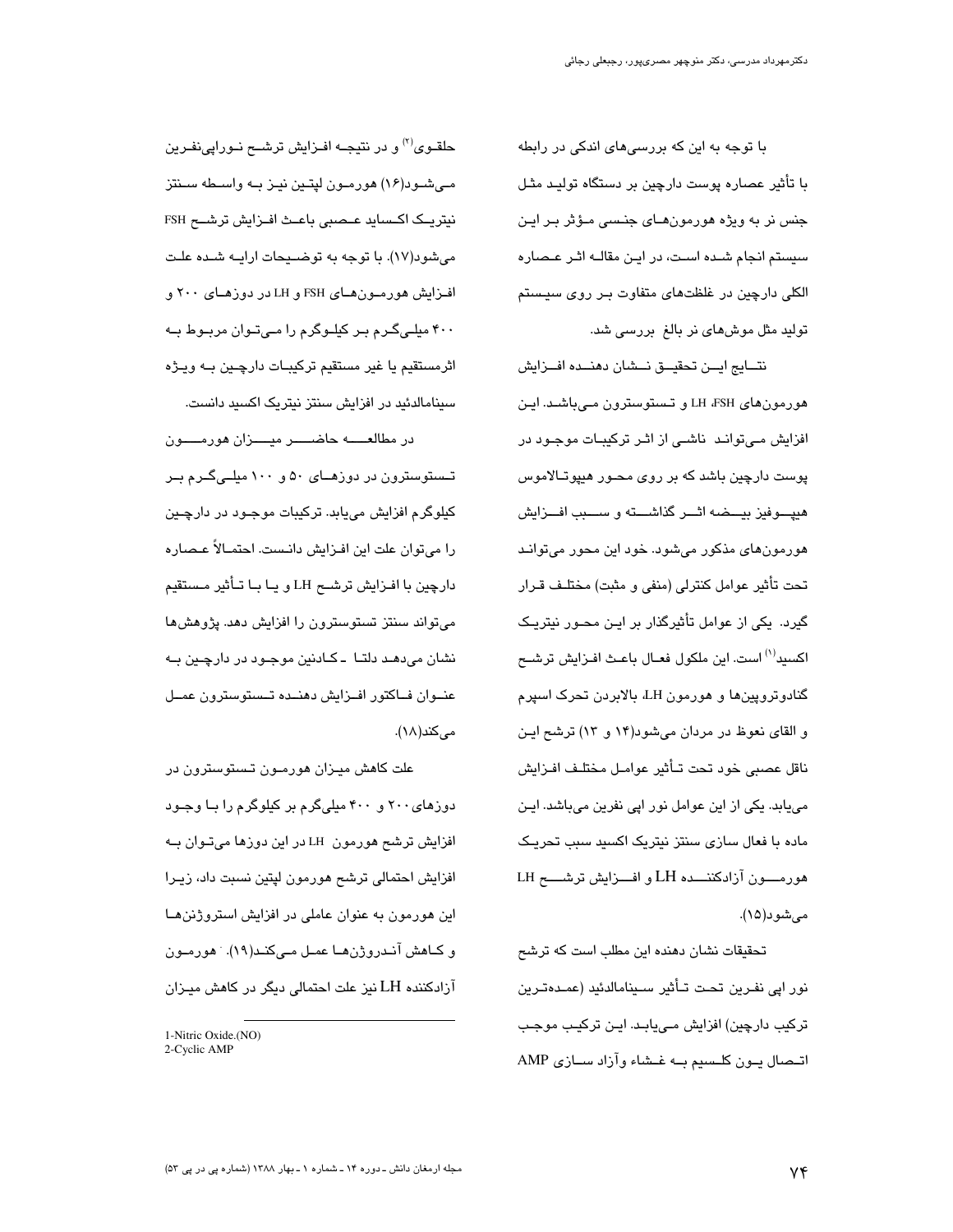با توجه به این که بررسی‌های اندکی در رابطه با تأثیر عصاره پوست دارچین بر دستگاه تولید مثل جنس نر به ویژه هورمون‌های جنسی مؤثر بر این سیستم انجام شده است، در این مقاله اثر عصاره الکلی دارچین در غلظت‌های متفاوت بر روی سیستم تولید مثل موش‌های نر بالغ بررسی شد.

نتایج این تحقیق نشان دهنده افزایش هورمون‌های FSH، LH و تستوسترون می‌باشد. این افزایش می‌تواند ناشی از اثر ترکیبات موجود در پوست دارچین باشد که بر روی محور هیپوتالاموس هیپوفیز بیضه اثر گذاشته و سبب افزایش هورمون‌های مذکور می‌شود. خود این محور می‌تواند تحت تأثیر عوامل کنترلی (منفی و مثبت) مختلف قرار گیرد. یکی از عوامل تأثیرگذار بر این محور نیتریک اکسید[1] است. این ملکول فعال باعث افزایش ترشح گنادوتروپین‌ها و هورمون LH، بالابردن تحرک اسپرم و القای نعوظ در مردان می‌شود(۱۴ و ۱۳) ترشح این ناقل عصبی خود تحت تأثیر عوامل مختلف افزایش می‌یابد. یکی از این عوامل نور اپی نفرین می‌باشد. این ماده با فعال سازی سنتز نیتریک اکسید سبب تحریک هورمون آزادکننده LH و افزایش ترشح LH می‌شود(۱۵).

تحقیقات نشان دهنده این مطلب است که ترشح نور اپی نفرین تحت تأثیر سینامالدئید (عمده‌ترین ترکیب دارچین) افزایش می‌یابد. این ترکیب موجب اتصال یون کلسیم به غشاء وآزاد سازی AMP حلقوی[2] و در نتیجه افزایش ترشح نوراپی‌نفرین می‌شود(۱۶) هورمون لپتین نیز به واسطه سنتز نیتریک اکساید عصبی باعث افزایش ترشح FSH می‌شود(۱۷). با توجه به توضیحات ارایه شده علت افزایش هورمون‌های FSH و LH در دوزهای ۲۰۰ و ۴۰۰ میلی‌گرم بر کیلوگرم را می‌توان مربوط به اثرمستقیم یا غیر مستقیم ترکیبات دارچین به ویژه سینامالدئید در افزایش سنتز نیتریک اکسید دانست.

در مطالعه حاضر میزان هورمون تستوسترون در دوزهای ۵۰ و ۱۰۰ میلی‌گرم بر کیلوگرم افزایش می‌یابد. ترکیبات موجود در دارچین را می‌توان علت این افزایش دانست. احتمالاً عصاره دارچین با افزایش ترشح LH و یا با تأثیر مستقیم می‌تواند سنتز تستوسترون را افزایش دهد. پژوهش‌ها نشان می‌دهد دلتا ـ کادنین موجود در دارچین به عنوان فاکتور افزایش دهنده تستوسترون عمل می‌کند(۱۸).

علت کاهش میزان هورمون تستوسترون در دوزهای ۲۰۰ و ۴۰۰ میلی‌گرم بر کیلوگرم را با وجود افزایش ترشح هورمون LH در این دوزها می‌توان به افزایش احتمالی ترشح هورمون لپتین نسبت داد، زیرا این هورمون به عنوان عاملی در افزایش استروژن‌ها و کاهش آندروژن‌ها عمل می‌کند(۱۹). هورمون آزادکننده LH نیز علت احتمالی دیگر در کاهش میزان

---

1-Nitric Oxide.(NO)
2-Cyclic AMP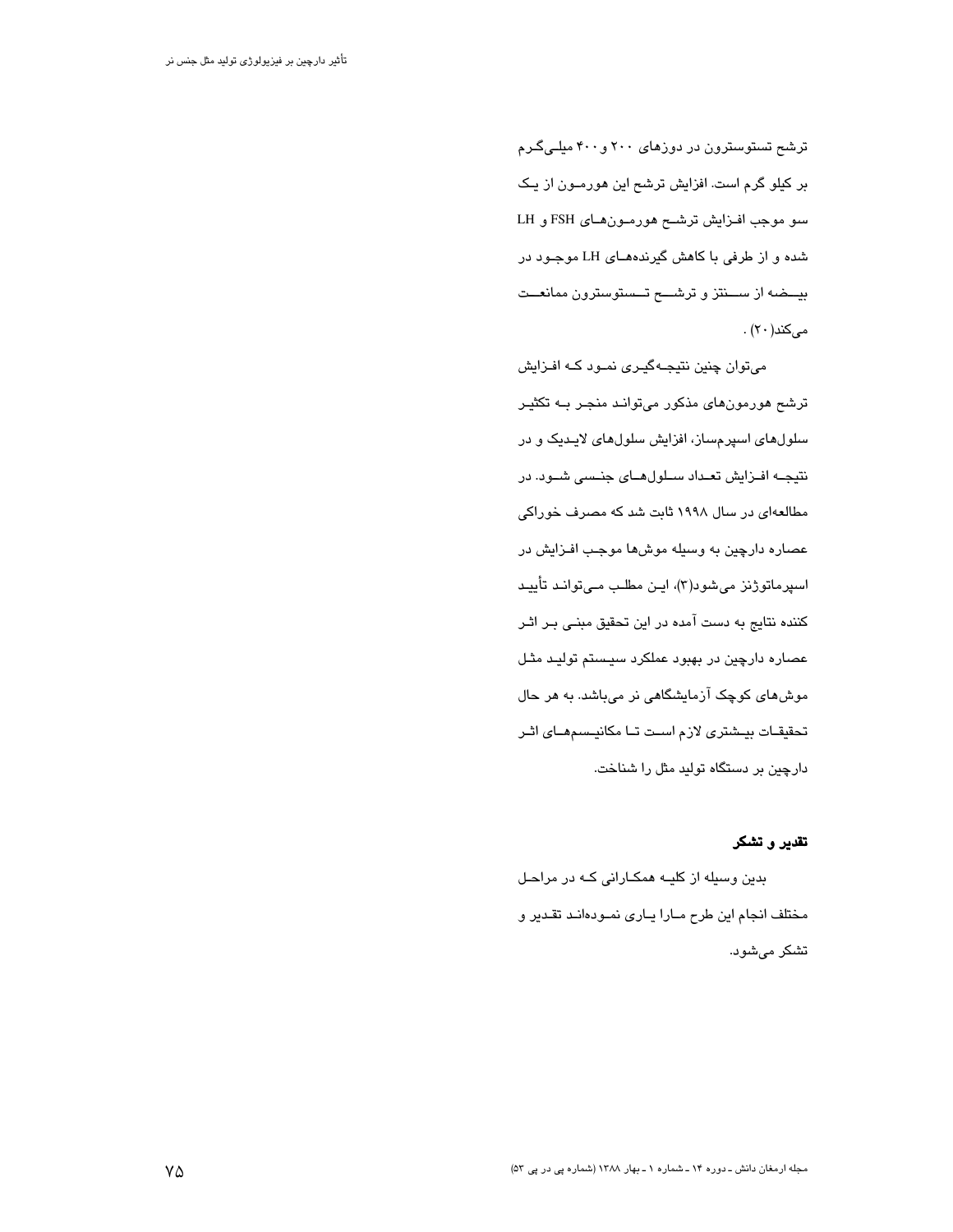ترشح تستوسترون در دوزهای ۲۰۰ و ۴۰۰ میلی‌گرم بر کیلو گرم است. افزایش ترشح این هورمون از یک سو موجب افزایش ترشح هورمون‌های FSH و LH شده و از طرفی با کاهش گیرنده‌های LH موجود در بیضه از سنتز و ترشح تستوسترون ممانعت می‌کند(۲۰) .

می‌توان چنین نتیجه‌گیری نمود که افزایش ترشح هورمون‌های مذکور می‌تواند منجر به تکثیر سلول‌های اسپرم‌ساز، افزایش سلول‌های لایدیک و در نتیجه افزایش تعداد سلول‌های جنسی شود. در مطالعه‌ای در سال ۱۹۹۸ ثابت شد که مصرف خوراکی عصاره دارچین به وسیله موش‌ها موجب افزایش در اسپرماتوژنز می‌شود(۳)، این مطلب می‌تواند تأیید کننده نتایج به دست آمده در این تحقیق مبنی بر اثر عصاره دارچین در بهبود عملکرد سیستم تولید مثل موش‌های کوچک آزمایشگاهی نر می‌باشد. به هر حال تحقیقات بیشتری لازم است تا مکانیسم‌های اثر دارچین بر دستگاه تولید مثل را شناخت.

**تقدیر و تشکر**

بدین وسیله از کلیه همکارانی که در مراحل مختلف انجام این طرح مارا یاری نموده‌اند تقدیر و تشکر می‌شود.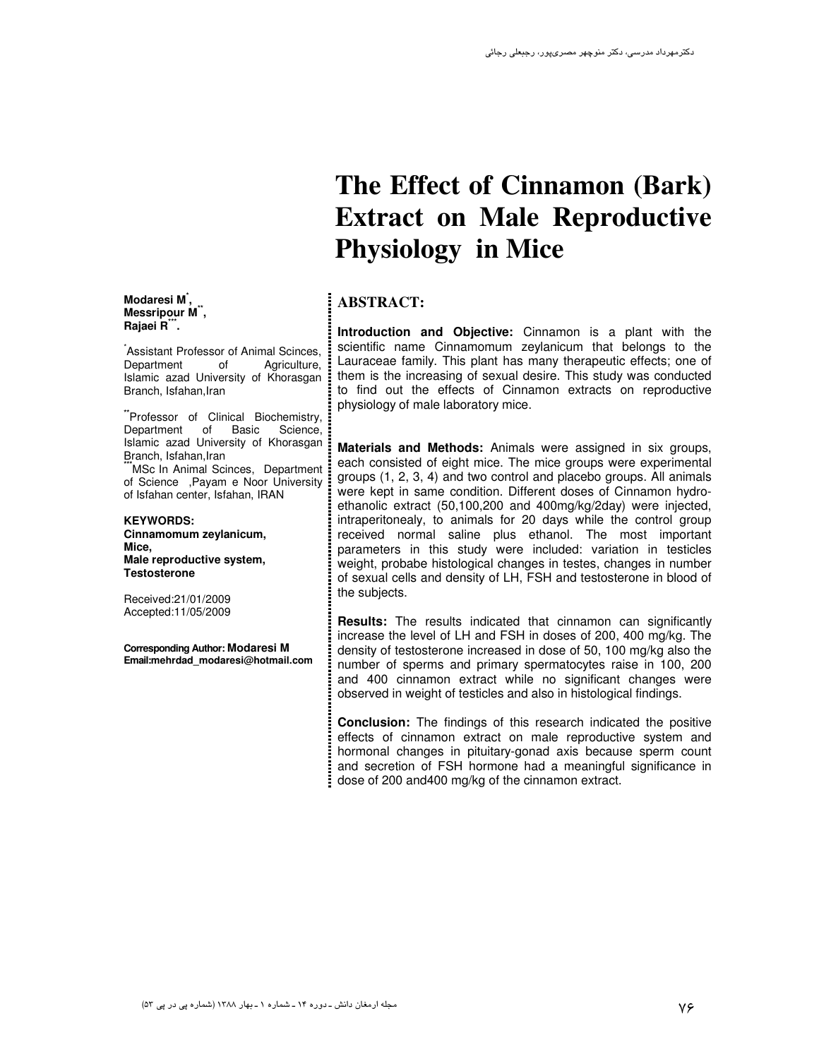# The Effect of Cinnamon (Bark) Extract on Male Reproductive Physiology in Mice

**Modaresi M[*],**
**Messripour M[**],**
**Rajaei R[***].**

[*]Assistant Professor of Animal Scinces, Department of Agriculture, Islamic azad University of Khorasgan Branch, Isfahan,Iran

[**]Professor of Clinical Biochemistry, Department of Basic Science, Islamic azad University of Khorasgan Branch, Isfahan,Iran

[***]MSc In Animal Scinces, Department of Science ,Payam e Noor University of Isfahan center, Isfahan, IRAN

**KEYWORDS:**
**Cinnamomum zeylanicum,**
**Mice,**
**Male reproductive system,**
**Testosterone**

Received:21/01/2009
Accepted:11/05/2009

**Corresponding Author: Modaresi M**
**Email:mehrdad_modaresi@hotmail.com**

## ABSTRACT:

**Introduction and Objective:** Cinnamon is a plant with the scientific name Cinnamomum zeylanicum that belongs to the Lauraceae family. This plant has many therapeutic effects; one of them is the increasing of sexual desire. This study was conducted to find out the effects of Cinnamon extracts on reproductive physiology of male laboratory mice.

**Materials and Methods:** Animals were assigned in six groups, each consisted of eight mice. The mice groups were experimental groups (1, 2, 3, 4) and two control and placebo groups. All animals were kept in same condition. Different doses of Cinnamon hydro-ethanolic extract (50,100,200 and 400mg/kg/2day) were injected, intraperitonealy, to animals for 20 days while the control group received normal saline plus ethanol. The most important parameters in this study were included: variation in testicles weight, probabe histological changes in testes, changes in number of sexual cells and density of LH, FSH and testosterone in blood of the subjects.

**Results:** The results indicated that cinnamon can significantly increase the level of LH and FSH in doses of 200, 400 mg/kg. The density of testosterone increased in dose of 50, 100 mg/kg also the number of sperms and primary spermatocytes raise in 100, 200 and 400 cinnamon extract while no significant changes were observed in weight of testicles and also in histological findings.

**Conclusion:** The findings of this research indicated the positive effects of cinnamon extract on male reproductive system and hormonal changes in pituitary-gonad axis because sperm count and secretion of FSH hormone had a meaningful significance in dose of 200 and400 mg/kg of the cinnamon extract.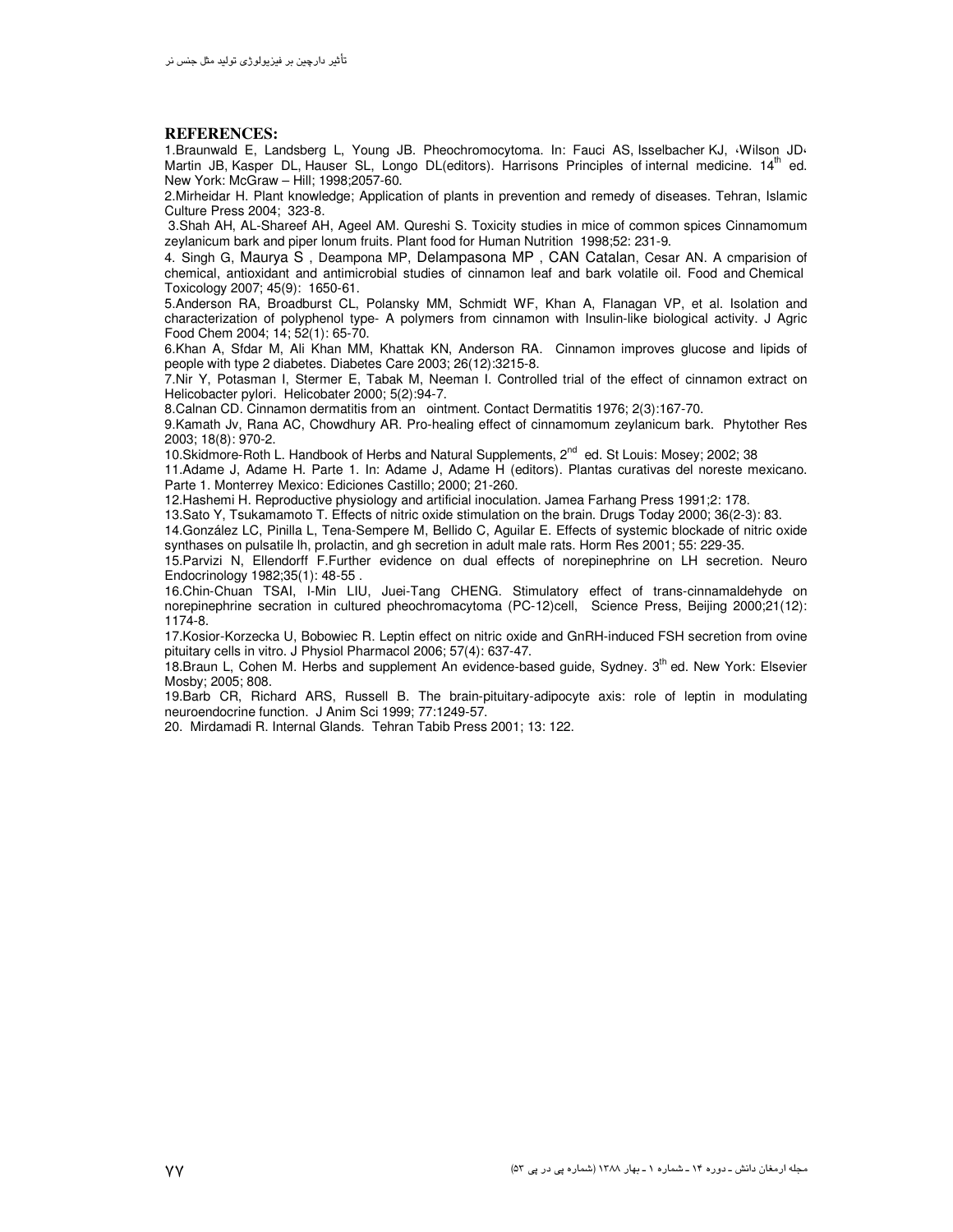## REFERENCES:

1.Braunwald E, Landsberg L, Young JB. Pheochromocytoma. In: Fauci AS, Isselbacher KJ, ،Wilson JD، Martin JB, Kasper DL, Hauser SL, Longo DL(editors). Harrisons Principles of internal medicine. 14th ed. New York: McGraw – Hill; 1998;2057-60.

2.Mirheidar H. Plant knowledge; Application of plants in prevention and remedy of diseases. Tehran, Islamic Culture Press 2004; 323-8.

3.Shah AH, AL-Shareef AH, Ageel AM. Qureshi S. Toxicity studies in mice of common spices Cinnamomum zeylanicum bark and piper lonum fruits. Plant food for Human Nutrition 1998;52: 231-9.

4. Singh G, Maurya S , Deampona MP, Delampasona MP , CAN Catalan, Cesar AN. A cmparision of chemical, antioxidant and antimicrobial studies of cinnamon leaf and bark volatile oil. Food and Chemical Toxicology 2007; 45(9): 1650-61.

5.Anderson RA, Broadburst CL, Polansky MM, Schmidt WF, Khan A, Flanagan VP, et al. Isolation and characterization of polyphenol type- A polymers from cinnamon with Insulin-like biological activity. J Agric Food Chem 2004; 14; 52(1): 65-70.

6.Khan A, Sfdar M, Ali Khan MM, Khattak KN, Anderson RA. Cinnamon improves glucose and lipids of people with type 2 diabetes. Diabetes Care 2003; 26(12):3215-8.

7.Nir Y, Potasman I, Stermer E, Tabak M, Neeman I. Controlled trial of the effect of cinnamon extract on Helicobacter pylori. Helicobater 2000; 5(2):94-7.

8.Calnan CD. Cinnamon dermatitis from an ointment. Contact Dermatitis 1976; 2(3):167-70.

9.Kamath Jv, Rana AC, Chowdhury AR. Pro-healing effect of cinnamomum zeylanicum bark. Phytother Res 2003; 18(8): 970-2.

10.Skidmore-Roth L. Handbook of Herbs and Natural Supplements, 2nd ed. St Louis: Mosey; 2002; 38

11.Adame J, Adame H. Parte 1. In: Adame J, Adame H (editors). Plantas curativas del noreste mexicano. Parte 1. Monterrey Mexico: Ediciones Castillo; 2000; 21-260.

12.Hashemi H. Reproductive physiology and artificial inoculation. Jamea Farhang Press 1991;2: 178.

13.Sato Y, Tsukamamoto T. Effects of nitric oxide stimulation on the brain. Drugs Today 2000; 36(2-3): 83.

14.González LC, Pinilla L, Tena-Sempere M, Bellido C, Aguilar E. Effects of systemic blockade of nitric oxide synthases on pulsatile lh, prolactin, and gh secretion in adult male rats. Horm Res 2001; 55: 229-35.

15.Parvizi N, Ellendorff F.Further evidence on dual effects of norepinephrine on LH secretion. Neuro Endocrinology 1982;35(1): 48-55 .

16.Chin-Chuan TSAI, I-Min LIU, Juei-Tang CHENG. Stimulatory effect of trans-cinnamaldehyde on norepinephrine secration in cultured pheochromacytoma (PC-12)cell, Science Press, Beijing 2000;21(12): 1174-8.

17.Kosior-Korzecka U, Bobowiec R. Leptin effect on nitric oxide and GnRH-induced FSH secretion from ovine pituitary cells in vitro. J Physiol Pharmacol 2006; 57(4): 637-47.

18.Braun L, Cohen M. Herbs and supplement An evidence-based guide, Sydney. 3th ed. New York: Elsevier Mosby; 2005; 808.

19.Barb CR, Richard ARS, Russell B. The brain-pituitary-adipocyte axis: role of leptin in modulating neuroendocrine function. J Anim Sci 1999; 77:1249-57.

20. Mirdamadi R. Internal Glands. Tehran Tabib Press 2001; 13: 122.